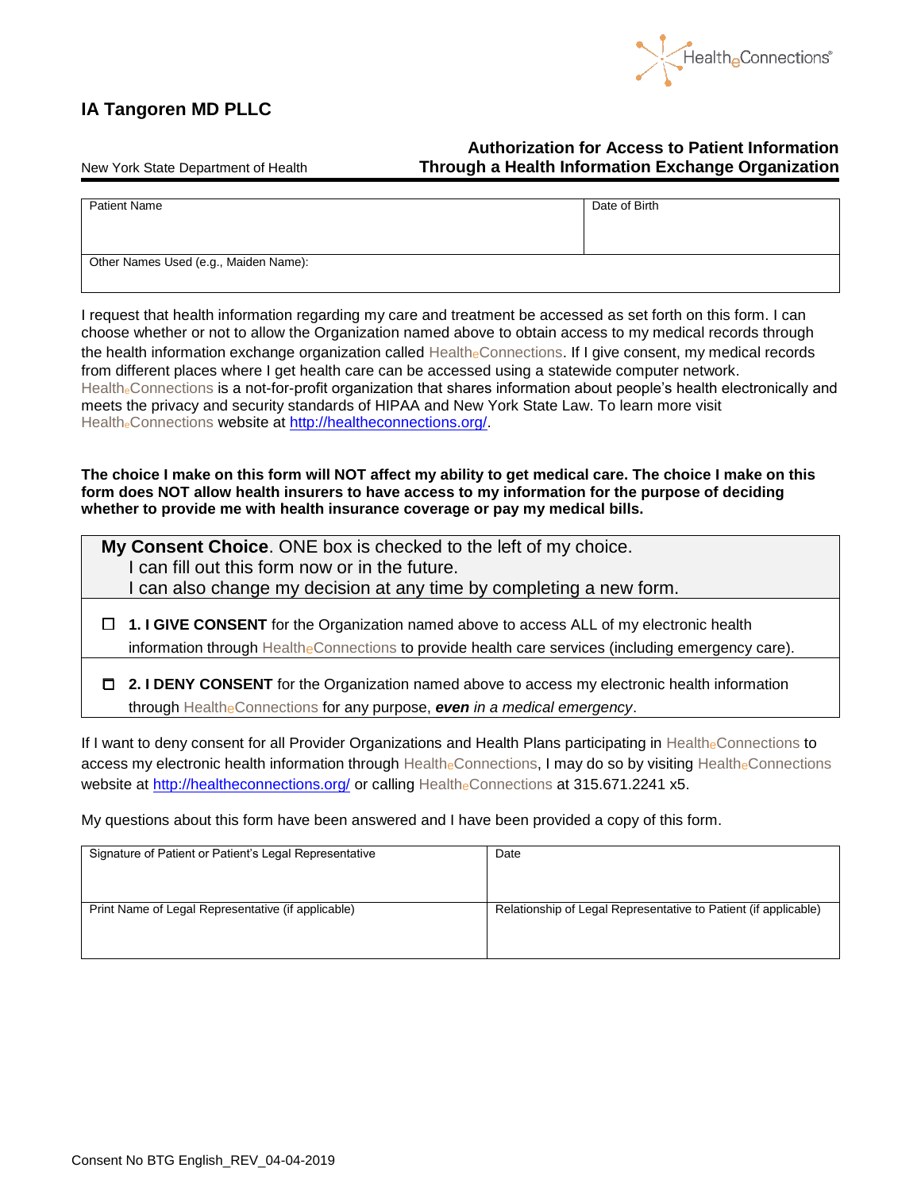HealtheConnections®

## IA Tangoren MD PLLC

New York State Department of Health

**Authorization for Access to Patient Information Through a Health Information Exchange Organization**

| Patient Name | Date of Birth |
|---|---|
| | |
| Other Names Used (e.g., Maiden Name): | |

I request that health information regarding my care and treatment be accessed as set forth on this form. I can choose whether or not to allow the Organization named above to obtain access to my medical records through the health information exchange organization called HealtheConnections. If I give consent, my medical records from different places where I get health care can be accessed using a statewide computer network. HealtheConnections is a not-for-profit organization that shares information about people's health electronically and meets the privacy and security standards of HIPAA and New York State Law. To learn more visit HealtheConnections website at http://healtheconnections.org/.

**The choice I make on this form will NOT affect my ability to get medical care. The choice I make on this form does NOT allow health insurers to have access to my information for the purpose of deciding whether to provide me with health insurance coverage or pay my medical bills.**

**My Consent Choice**. ONE box is checked to the left of my choice.
I can fill out this form now or in the future.
I can also change my decision at any time by completing a new form.

☐ **1. I GIVE CONSENT** for the Organization named above to access ALL of my electronic health information through HealtheConnections to provide health care services (including emergency care).

☐ **2. I DENY CONSENT** for the Organization named above to access my electronic health information through HealtheConnections for any purpose, ***even** in a medical emergency*.

If I want to deny consent for all Provider Organizations and Health Plans participating in HealtheConnections to access my electronic health information through HealtheConnections, I may do so by visiting HealtheConnections website at http://healtheconnections.org/ or calling HealtheConnections at 315.671.2241 x5.

My questions about this form have been answered and I have been provided a copy of this form.

| Signature of Patient or Patient's Legal Representative | Date |
|---|---|
| | |
| Print Name of Legal Representative (if applicable) | Relationship of Legal Representative to Patient (if applicable) |
| | |

Consent No BTG English_REV_04-04-2019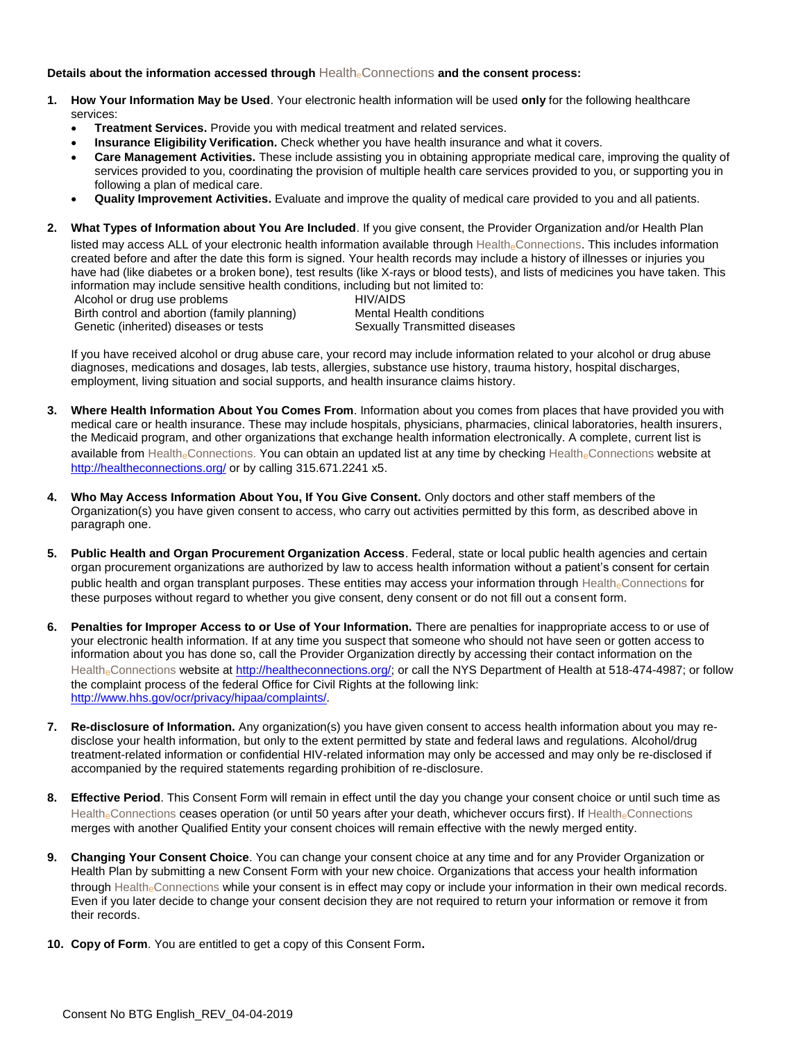**Details about the information accessed through HealtheConnections and the consent process:**

1. **How Your Information May be Used**. Your electronic health information will be used **only** for the following healthcare services:
   - **Treatment Services.** Provide you with medical treatment and related services.
   - **Insurance Eligibility Verification.** Check whether you have health insurance and what it covers.
   - **Care Management Activities.** These include assisting you in obtaining appropriate medical care, improving the quality of services provided to you, coordinating the provision of multiple health care services provided to you, or supporting you in following a plan of medical care.
   - **Quality Improvement Activities.** Evaluate and improve the quality of medical care provided to you and all patients.

2. **What Types of Information about You Are Included**. If you give consent, the Provider Organization and/or Health Plan listed may access ALL of your electronic health information available through HealtheConnections. This includes information created before and after the date this form is signed. Your health records may include a history of illnesses or injuries you have had (like diabetes or a broken bone), test results (like X-rays or blood tests), and lists of medicines you have taken. This information may include sensitive health conditions, including but not limited to:

   | | |
   |---|---|
   | Alcohol or drug use problems | HIV/AIDS |
   | Birth control and abortion (family planning) | Mental Health conditions |
   | Genetic (inherited) diseases or tests | Sexually Transmitted diseases |

   If you have received alcohol or drug abuse care, your record may include information related to your alcohol or drug abuse diagnoses, medications and dosages, lab tests, allergies, substance use history, trauma history, hospital discharges, employment, living situation and social supports, and health insurance claims history.

3. **Where Health Information About You Comes From**. Information about you comes from places that have provided you with medical care or health insurance. These may include hospitals, physicians, pharmacies, clinical laboratories, health insurers, the Medicaid program, and other organizations that exchange health information electronically. A complete, current list is available from HealtheConnections. You can obtain an updated list at any time by checking HealtheConnections website at http://healtheconnections.org/ or by calling 315.671.2241 x5.

4. **Who May Access Information About You, If You Give Consent.** Only doctors and other staff members of the Organization(s) you have given consent to access, who carry out activities permitted by this form, as described above in paragraph one.

5. **Public Health and Organ Procurement Organization Access**. Federal, state or local public health agencies and certain organ procurement organizations are authorized by law to access health information without a patient's consent for certain public health and organ transplant purposes. These entities may access your information through HealtheConnections for these purposes without regard to whether you give consent, deny consent or do not fill out a consent form.

6. **Penalties for Improper Access to or Use of Your Information.** There are penalties for inappropriate access to or use of your electronic health information. If at any time you suspect that someone who should not have seen or gotten access to information about you has done so, call the Provider Organization directly by accessing their contact information on the HealtheConnections website at http://healtheconnections.org/; or call the NYS Department of Health at 518-474-4987; or follow the complaint process of the federal Office for Civil Rights at the following link: http://www.hhs.gov/ocr/privacy/hipaa/complaints/.

7. **Re-disclosure of Information.** Any organization(s) you have given consent to access health information about you may re-disclose your health information, but only to the extent permitted by state and federal laws and regulations. Alcohol/drug treatment-related information or confidential HIV-related information may only be accessed and may only be re-disclosed if accompanied by the required statements regarding prohibition of re-disclosure.

8. **Effective Period**. This Consent Form will remain in effect until the day you change your consent choice or until such time as HealtheConnections ceases operation (or until 50 years after your death, whichever occurs first). If HealtheConnections merges with another Qualified Entity your consent choices will remain effective with the newly merged entity.

9. **Changing Your Consent Choice**. You can change your consent choice at any time and for any Provider Organization or Health Plan by submitting a new Consent Form with your new choice. Organizations that access your health information through HealtheConnections while your consent is in effect may copy or include your information in their own medical records. Even if you later decide to change your consent decision they are not required to return your information or remove it from their records.

10. **Copy of Form**. You are entitled to get a copy of this Consent Form**.**

Consent No BTG English_REV_04-04-2019